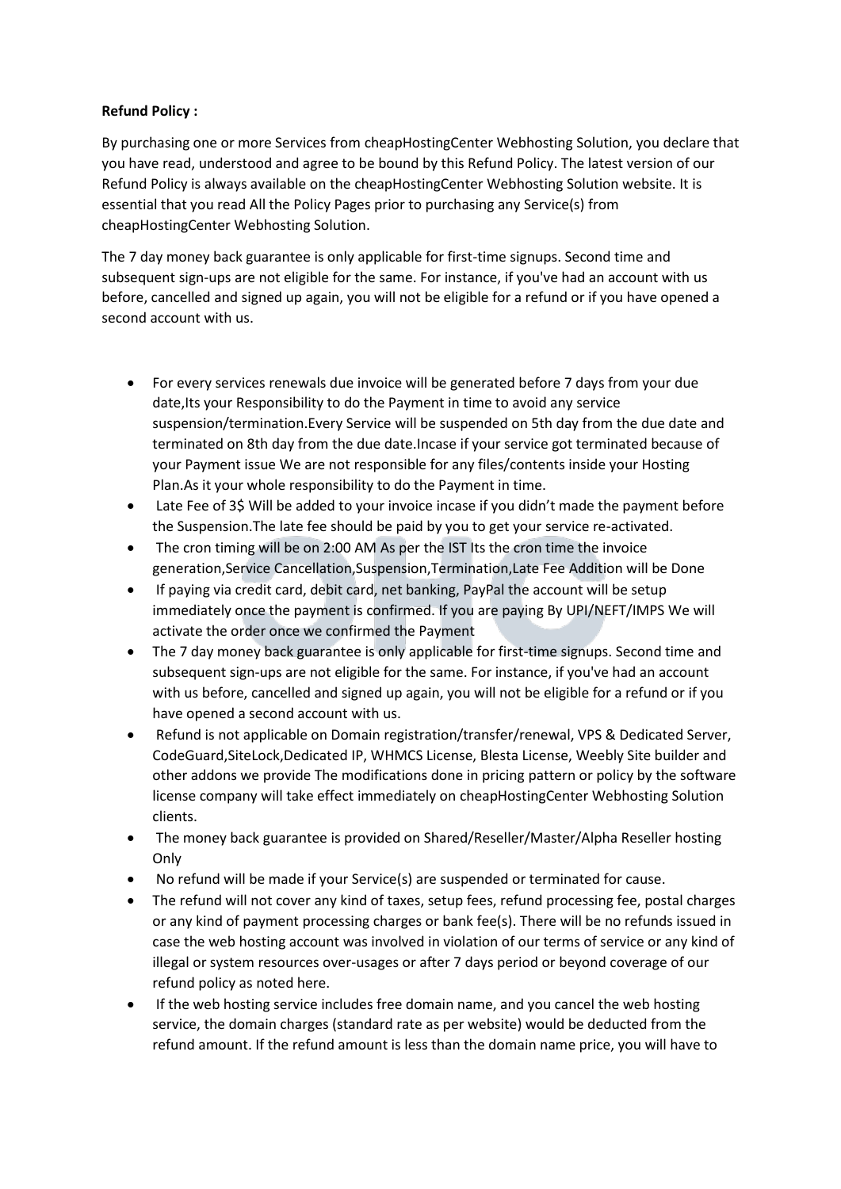**Refund Policy :**

By purchasing one or more Services from cheapHostingCenter Webhosting Solution, you declare that you have read, understood and agree to be bound by this Refund Policy. The latest version of our Refund Policy is always available on the cheapHostingCenter Webhosting Solution website. It is essential that you read All the Policy Pages prior to purchasing any Service(s) from cheapHostingCenter Webhosting Solution.

The 7 day money back guarantee is only applicable for first-time signups. Second time and subsequent sign-ups are not eligible for the same. For instance, if you've had an account with us before, cancelled and signed up again, you will not be eligible for a refund or if you have opened a second account with us.

- For every services renewals due invoice will be generated before 7 days from your due date,Its your Responsibility to do the Payment in time to avoid any service suspension/termination.Every Service will be suspended on 5th day from the due date and terminated on 8th day from the due date.Incase if your service got terminated because of your Payment issue We are not responsible for any files/contents inside your Hosting Plan.As it your whole responsibility to do the Payment in time.
- Late Fee of 3$ Will be added to your invoice incase if you didn't made the payment before the Suspension.The late fee should be paid by you to get your service re-activated.
- The cron timing will be on 2:00 AM As per the IST Its the cron time the invoice generation,Service Cancellation,Suspension,Termination,Late Fee Addition will be Done
- If paying via credit card, debit card, net banking, PayPal the account will be setup immediately once the payment is confirmed. If you are paying By UPI/NEFT/IMPS We will activate the order once we confirmed the Payment
- The 7 day money back guarantee is only applicable for first-time signups. Second time and subsequent sign-ups are not eligible for the same. For instance, if you've had an account with us before, cancelled and signed up again, you will not be eligible for a refund or if you have opened a second account with us.
- Refund is not applicable on Domain registration/transfer/renewal, VPS & Dedicated Server, CodeGuard,SiteLock,Dedicated IP, WHMCS License, Blesta License, Weebly Site builder and other addons we provide The modifications done in pricing pattern or policy by the software license company will take effect immediately on cheapHostingCenter Webhosting Solution clients.
- The money back guarantee is provided on Shared/Reseller/Master/Alpha Reseller hosting Only
- No refund will be made if your Service(s) are suspended or terminated for cause.
- The refund will not cover any kind of taxes, setup fees, refund processing fee, postal charges or any kind of payment processing charges or bank fee(s). There will be no refunds issued in case the web hosting account was involved in violation of our terms of service or any kind of illegal or system resources over-usages or after 7 days period or beyond coverage of our refund policy as noted here.
- If the web hosting service includes free domain name, and you cancel the web hosting service, the domain charges (standard rate as per website) would be deducted from the refund amount. If the refund amount is less than the domain name price, you will have to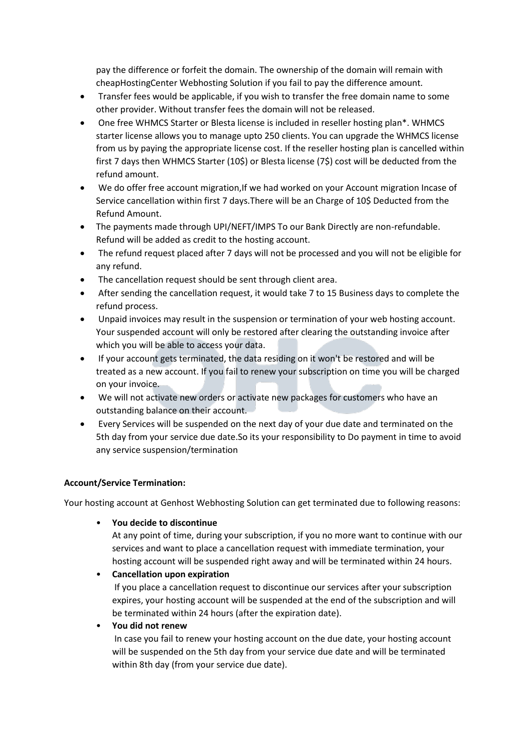pay the difference or forfeit the domain. The ownership of the domain will remain with cheapHostingCenter Webhosting Solution if you fail to pay the difference amount.

- Transfer fees would be applicable, if you wish to transfer the free domain name to some other provider. Without transfer fees the domain will not be released.
- One free WHMCS Starter or Blesta license is included in reseller hosting plan*. WHMCS starter license allows you to manage upto 250 clients. You can upgrade the WHMCS license from us by paying the appropriate license cost. If the reseller hosting plan is cancelled within first 7 days then WHMCS Starter (10$) or Blesta license (7$) cost will be deducted from the refund amount.
- We do offer free account migration,If we had worked on your Account migration Incase of Service cancellation within first 7 days.There will be an Charge of 10$ Deducted from the Refund Amount.
- The payments made through UPI/NEFT/IMPS To our Bank Directly are non-refundable. Refund will be added as credit to the hosting account.
- The refund request placed after 7 days will not be processed and you will not be eligible for any refund.
- The cancellation request should be sent through client area.
- After sending the cancellation request, it would take 7 to 15 Business days to complete the refund process.
- Unpaid invoices may result in the suspension or termination of your web hosting account. Your suspended account will only be restored after clearing the outstanding invoice after which you will be able to access your data.
- If your account gets terminated, the data residing on it won't be restored and will be treated as a new account. If you fail to renew your subscription on time you will be charged on your invoice.
- We will not activate new orders or activate new packages for customers who have an outstanding balance on their account.
- Every Services will be suspended on the next day of your due date and terminated on the 5th day from your service due date.So its your responsibility to Do payment in time to avoid any service suspension/termination

**Account/Service Termination:**

Your hosting account at Genhost Webhosting Solution can get terminated due to following reasons:

- **You decide to discontinue**
  At any point of time, during your subscription, if you no more want to continue with our services and want to place a cancellation request with immediate termination, your hosting account will be suspended right away and will be terminated within 24 hours.
- **Cancellation upon expiration**
  If you place a cancellation request to discontinue our services after your subscription expires, your hosting account will be suspended at the end of the subscription and will be terminated within 24 hours (after the expiration date).
- **You did not renew**
  In case you fail to renew your hosting account on the due date, your hosting account will be suspended on the 5th day from your service due date and will be terminated within 8th day (from your service due date).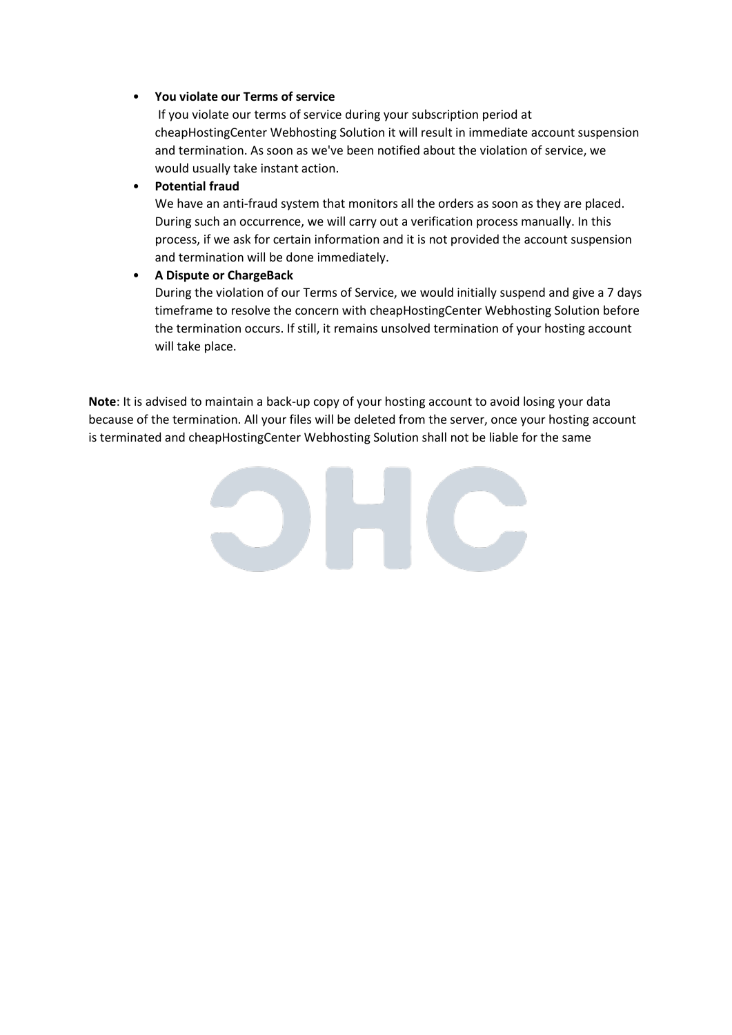- **You violate our Terms of service**
  If you violate our terms of service during your subscription period at cheapHostingCenter Webhosting Solution it will result in immediate account suspension and termination. As soon as we've been notified about the violation of service, we would usually take instant action.
- **Potential fraud**
  We have an anti-fraud system that monitors all the orders as soon as they are placed. During such an occurrence, we will carry out a verification process manually. In this process, if we ask for certain information and it is not provided the account suspension and termination will be done immediately.
- **A Dispute or ChargeBack**
  During the violation of our Terms of Service, we would initially suspend and give a 7 days timeframe to resolve the concern with cheapHostingCenter Webhosting Solution before the termination occurs. If still, it remains unsolved termination of your hosting account will take place.

**Note**: It is advised to maintain a back-up copy of your hosting account to avoid losing your data because of the termination. All your files will be deleted from the server, once your hosting account is terminated and cheapHostingCenter Webhosting Solution shall not be liable for the same